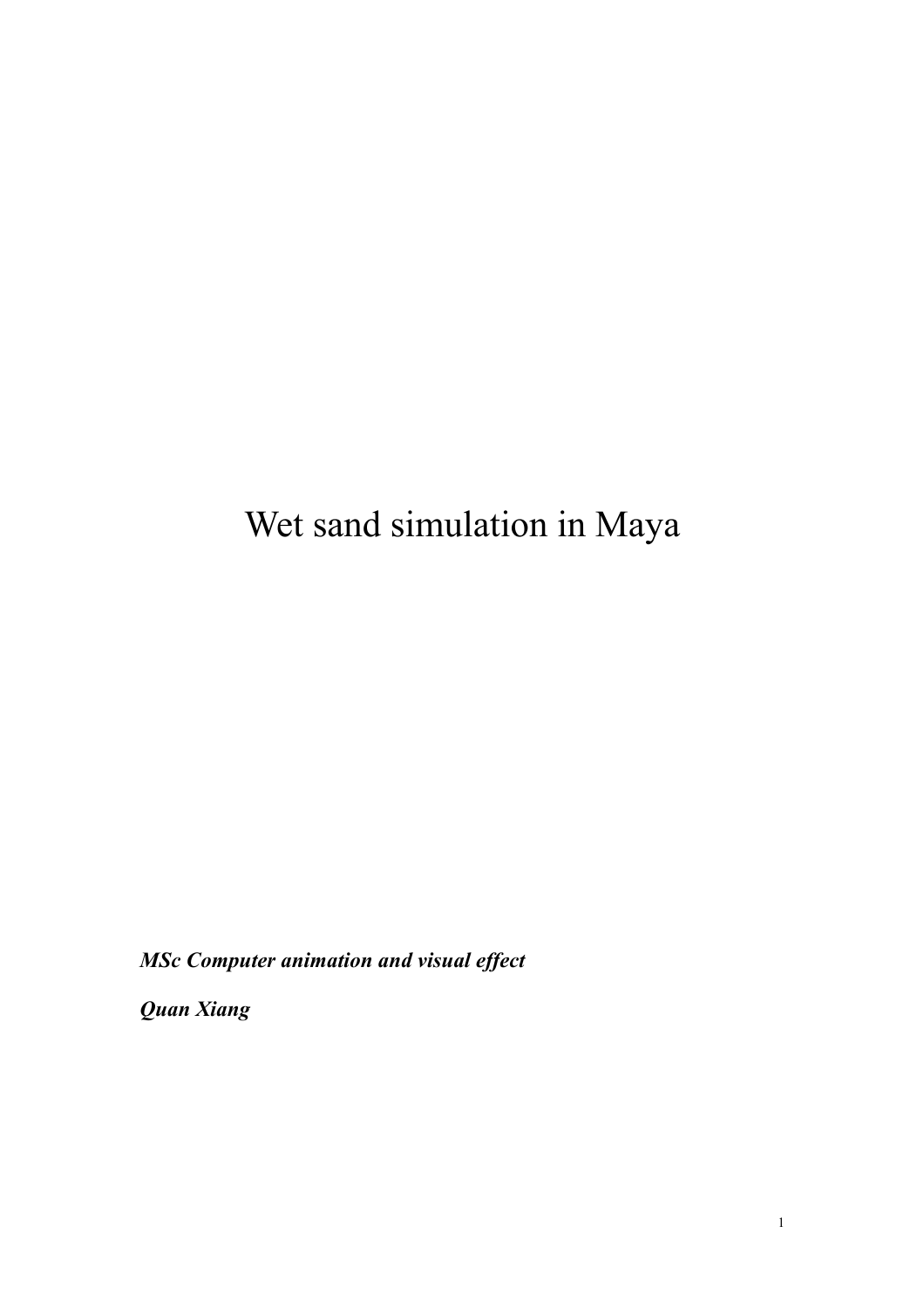# Wet sand simulation in Maya

***MSc Computer animation and visual effect***

***Quan Xiang***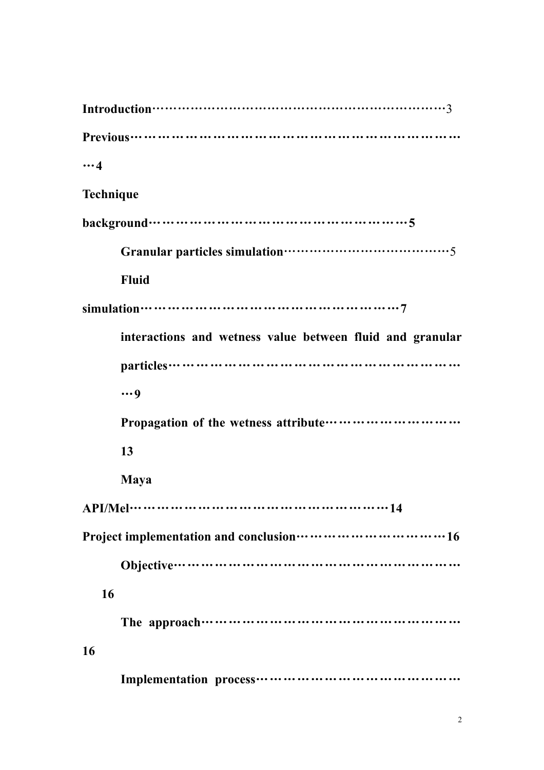**Introduction**……………………………………………………………3

**Previous**………………………………………………………………………4

**Technique background**…………………………………………………5

- **Granular particles simulation**…………………………………5
- **Fluid simulation**…………………………………………………7
- **interactions and wetness value between fluid and granular particles**………………………………………………………………9
- **Propagation of the wetness attribute**…………………………13
- **Maya API/Mel**……………………………………………………14

**Project implementation and conclusion**……………………………16

- **Objective**…………………………………………………………16
- **The approach**……………………………………………………16
- **Implementation process**…………………………………………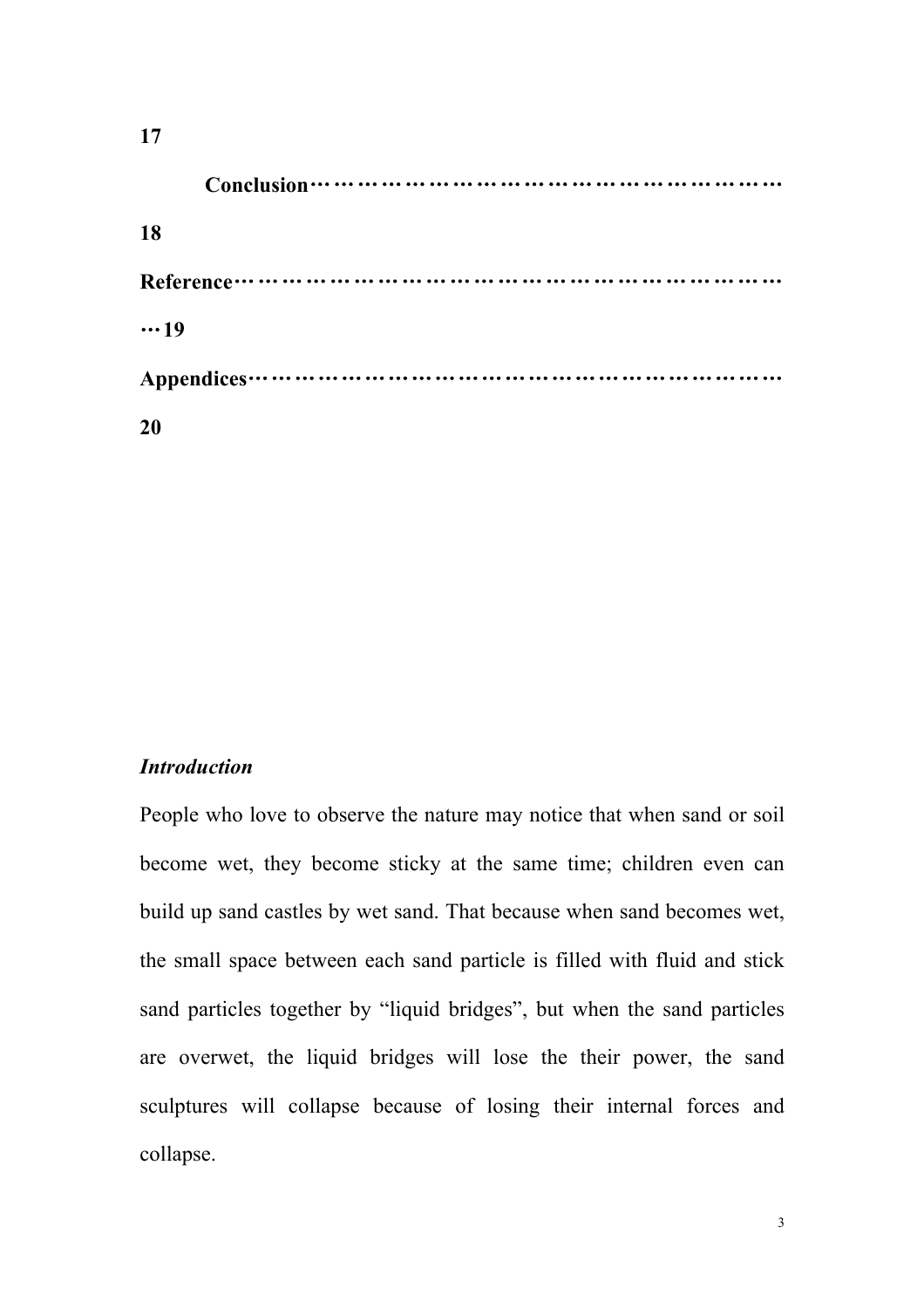17

**Conclusion**……………………………………………………… 18

**Reference**……………………………………………………………19

**Appendices**………………………………………………………… 20

***Introduction***

People who love to observe the nature may notice that when sand or soil become wet, they become sticky at the same time; children even can build up sand castles by wet sand. That because when sand becomes wet, the small space between each sand particle is filled with fluid and stick sand particles together by “liquid bridges”, but when the sand particles are overwet, the liquid bridges will lose the their power, the sand sculptures will collapse because of losing their internal forces and collapse.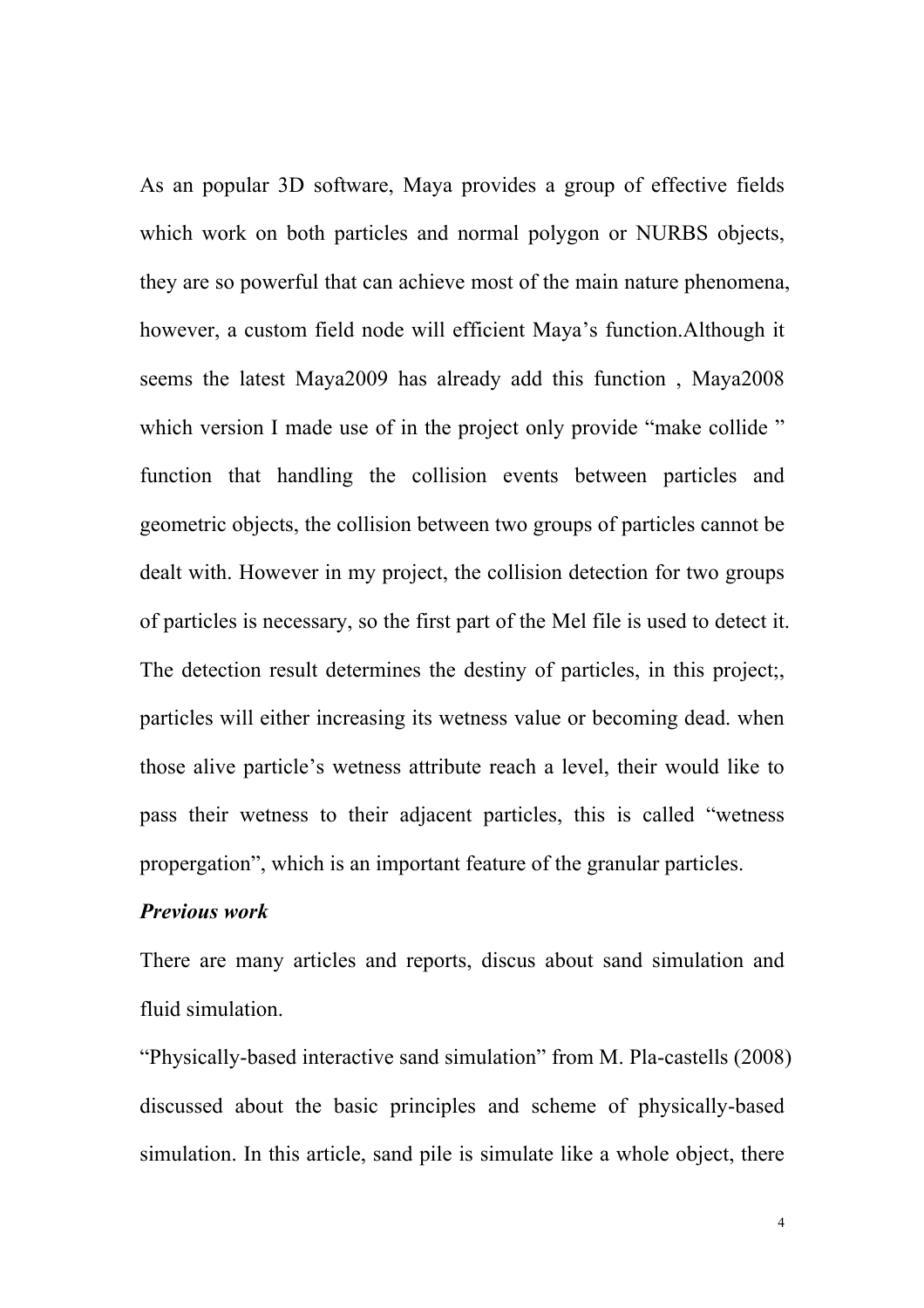As an popular 3D software, Maya provides a group of effective fields which work on both particles and normal polygon or NURBS objects, they are so powerful that can achieve most of the main nature phenomena, however, a custom field node will efficient Maya's function.Although it seems the latest Maya2009 has already add this function , Maya2008 which version I made use of in the project only provide "make collide " function that handling the collision events between particles and geometric objects, the collision between two groups of particles cannot be dealt with. However in my project, the collision detection for two groups of particles is necessary, so the first part of the Mel file is used to detect it. The detection result determines the destiny of particles, in this project;, particles will either increasing its wetness value or becoming dead. when those alive particle's wetness attribute reach a level, their would like to pass their wetness to their adjacent particles, this is called "wetness propergation", which is an important feature of the granular particles.

***Previous work***

There are many articles and reports, discus about sand simulation and fluid simulation.

"Physically-based interactive sand simulation" from M. Pla-castells (2008) discussed about the basic principles and scheme of physically-based simulation. In this article, sand pile is simulate like a whole object, there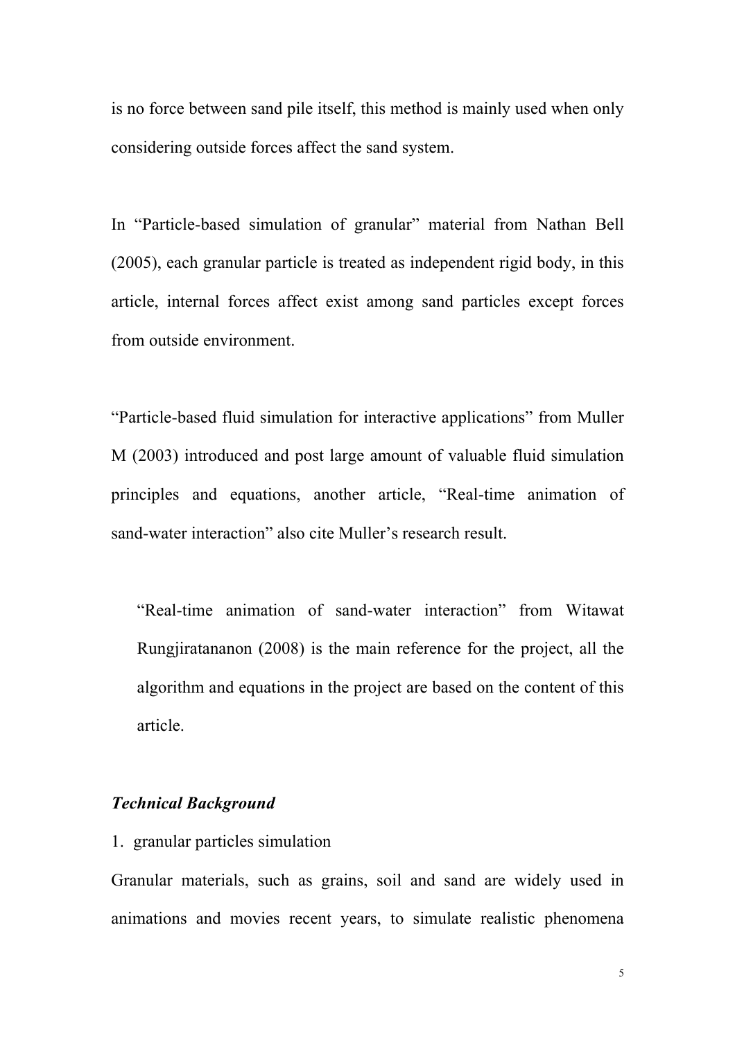is no force between sand pile itself, this method is mainly used when only considering outside forces affect the sand system.

In “Particle-based simulation of granular” material from Nathan Bell (2005), each granular particle is treated as independent rigid body, in this article, internal forces affect exist among sand particles except forces from outside environment.

“Particle-based fluid simulation for interactive applications” from Muller M (2003) introduced and post large amount of valuable fluid simulation principles and equations, another article, “Real-time animation of sand-water interaction” also cite Muller’s research result.

> “Real-time animation of sand-water interaction” from Witawat Rungjiratananon (2008) is the main reference for the project, all the algorithm and equations in the project are based on the content of this article.

***Technical Background***

1. granular particles simulation

Granular materials, such as grains, soil and sand are widely used in animations and movies recent years, to simulate realistic phenomena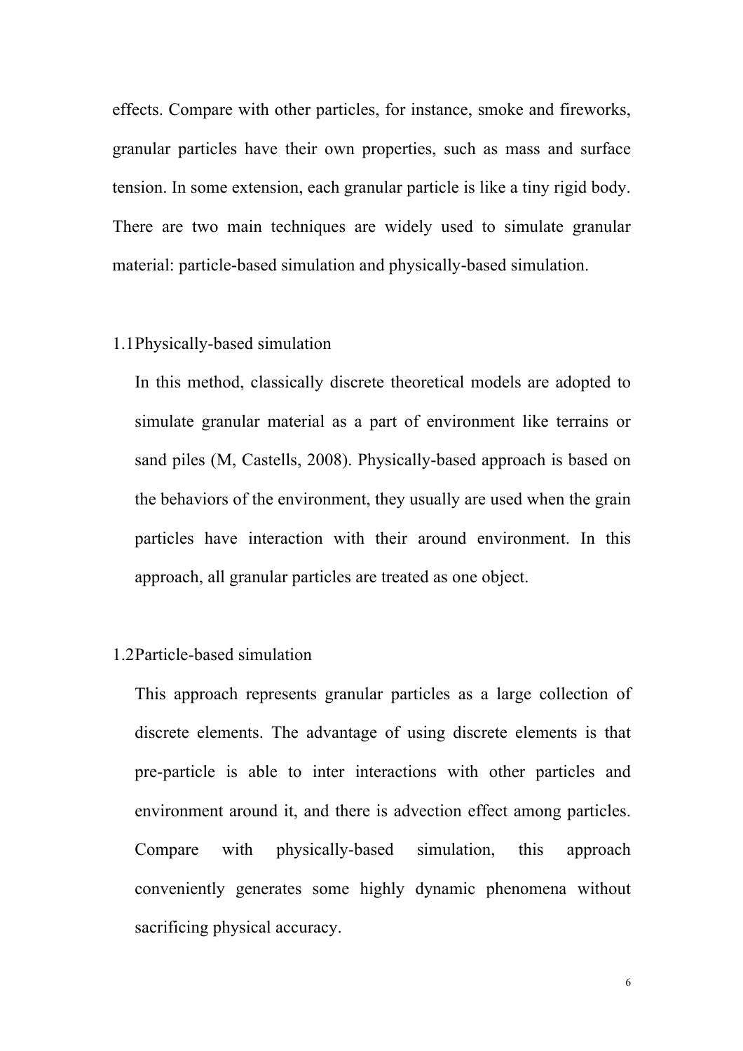effects. Compare with other particles, for instance, smoke and fireworks, granular particles have their own properties, such as mass and surface tension. In some extension, each granular particle is like a tiny rigid body. There are two main techniques are widely used to simulate granular material: particle-based simulation and physically-based simulation.

## 1.1 Physically-based simulation

In this method, classically discrete theoretical models are adopted to simulate granular material as a part of environment like terrains or sand piles (M, Castells, 2008). Physically-based approach is based on the behaviors of the environment, they usually are used when the grain particles have interaction with their around environment. In this approach, all granular particles are treated as one object.

## 1.2 Particle-based simulation

This approach represents granular particles as a large collection of discrete elements. The advantage of using discrete elements is that pre-particle is able to inter interactions with other particles and environment around it, and there is advection effect among particles. Compare with physically-based simulation, this approach conveniently generates some highly dynamic phenomena without sacrificing physical accuracy.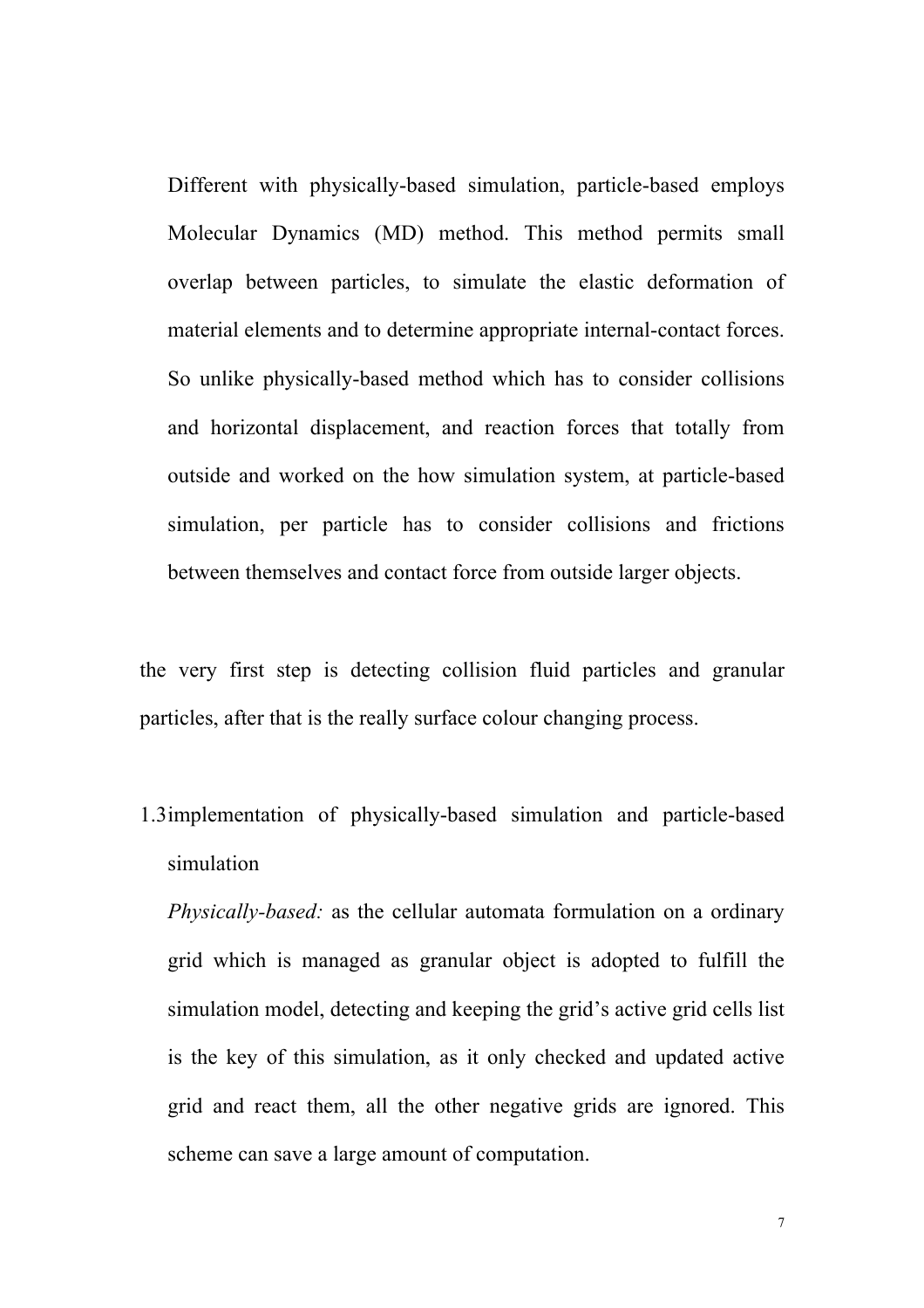Different with physically-based simulation, particle-based employs Molecular Dynamics (MD) method. This method permits small overlap between particles, to simulate the elastic deformation of material elements and to determine appropriate internal-contact forces. So unlike physically-based method which has to consider collisions and horizontal displacement, and reaction forces that totally from outside and worked on the how simulation system, at particle-based simulation, per particle has to consider collisions and frictions between themselves and contact force from outside larger objects.

the very first step is detecting collision fluid particles and granular particles, after that is the really surface colour changing process.

1.3 implementation of physically-based simulation and particle-based simulation

*Physically-based:* as the cellular automata formulation on a ordinary grid which is managed as granular object is adopted to fulfill the simulation model, detecting and keeping the grid's active grid cells list is the key of this simulation, as it only checked and updated active grid and react them, all the other negative grids are ignored. This scheme can save a large amount of computation.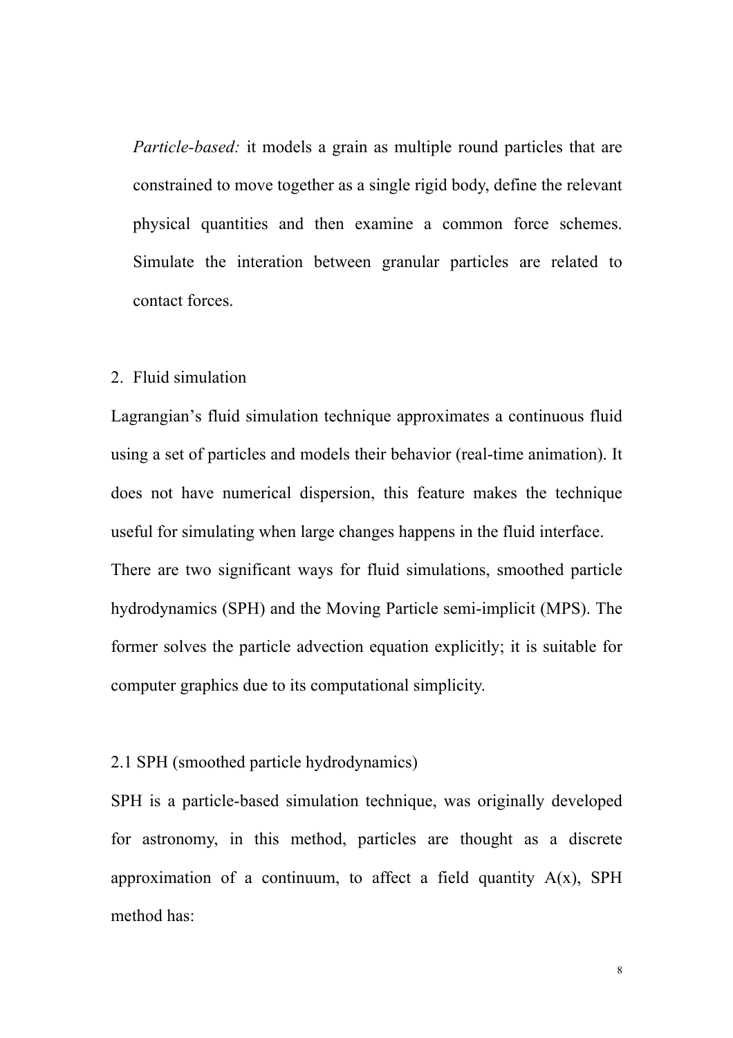*Particle-based:* it models a grain as multiple round particles that are constrained to move together as a single rigid body, define the relevant physical quantities and then examine a common force schemes. Simulate the interation between granular particles are related to contact forces.

2. Fluid simulation

Lagrangian's fluid simulation technique approximates a continuous fluid using a set of particles and models their behavior (real-time animation). It does not have numerical dispersion, this feature makes the technique useful for simulating when large changes happens in the fluid interface.

There are two significant ways for fluid simulations, smoothed particle hydrodynamics (SPH) and the Moving Particle semi-implicit (MPS). The former solves the particle advection equation explicitly; it is suitable for computer graphics due to its computational simplicity.

2.1 SPH (smoothed particle hydrodynamics)

SPH is a particle-based simulation technique, was originally developed for astronomy, in this method, particles are thought as a discrete approximation of a continuum, to affect a field quantity A(x), SPH method has: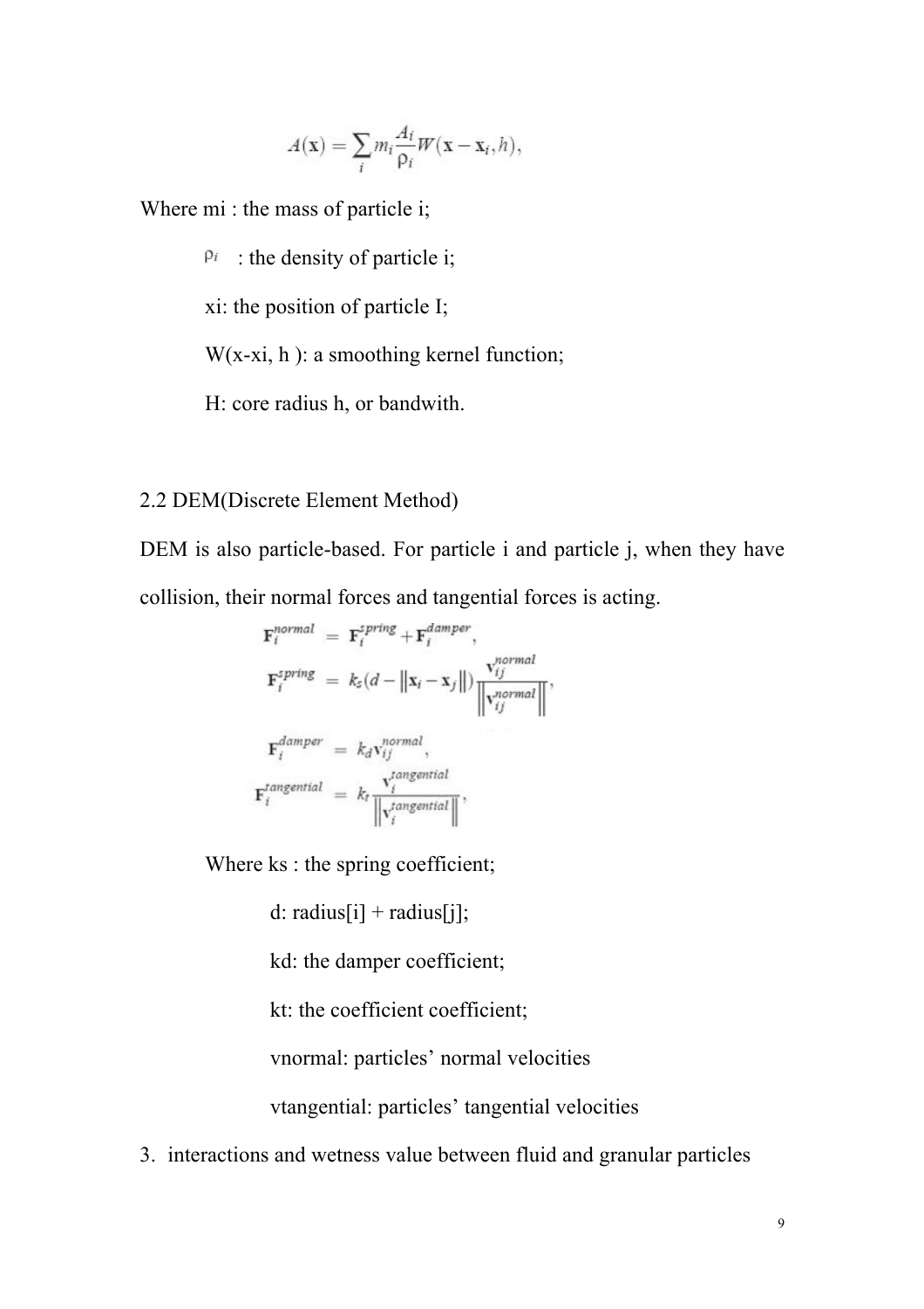$$A(\mathbf{x}) = \sum_i m_i \frac{A_i}{\rho_i} W(\mathbf{x} - \mathbf{x}_i, h),$$

Where mi : the mass of particle i;

$\rho_i$ : the density of particle i;

xi: the position of particle I;

W(x-xi, h ): a smoothing kernel function;

H: core radius h, or bandwith.

## 2.2 DEM(Discrete Element Method)

DEM is also particle-based. For particle i and particle j, when they have collision, their normal forces and tangential forces is acting.

$$\mathbf{F}_i^{normal} = \mathbf{F}_i^{spring} + \mathbf{F}_i^{damper},$$

$$\mathbf{F}_i^{spring} = k_s(d - \|\mathbf{x}_i - \mathbf{x}_j\|) \frac{\mathbf{v}_{ij}^{normal}}{\|\mathbf{v}_{ij}^{normal}\|},$$

$$\mathbf{F}_i^{damper} = k_d \mathbf{v}_{ij}^{normal},$$

$$\mathbf{F}_i^{tangential} = k_t \frac{\mathbf{v}_i^{tangential}}{\|\mathbf{v}_i^{tangential}\|},$$

Where ks : the spring coefficient;

d: radius[i] + radius[j];

kd: the damper coefficient;

kt: the coefficient coefficient;

vnormal: particles' normal velocities

vtangential: particles' tangential velocities

3. interactions and wetness value between fluid and granular particles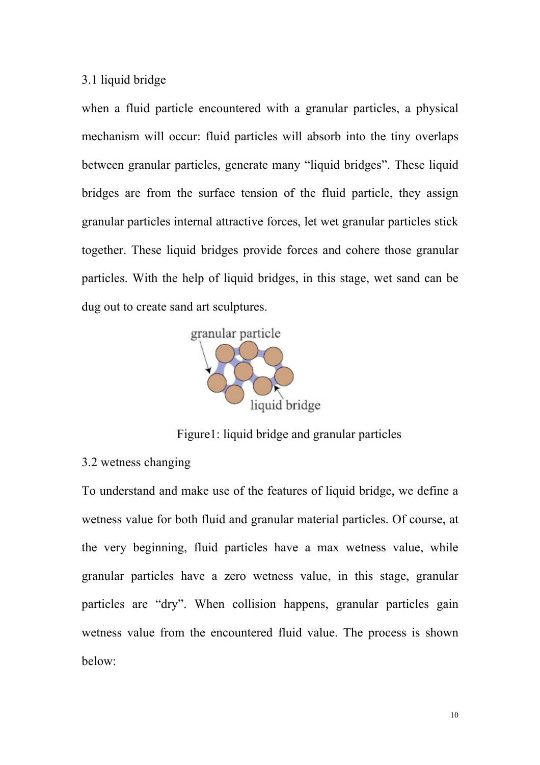### 3.1 liquid bridge

when a fluid particle encountered with a granular particles, a physical mechanism will occur: fluid particles will absorb into the tiny overlaps between granular particles, generate many "liquid bridges". These liquid bridges are from the surface tension of the fluid particle, they assign granular particles internal attractive forces, let wet granular particles stick together. These liquid bridges provide forces and cohere those granular particles. With the help of liquid bridges, in this stage, wet sand can be dug out to create sand art sculptures.

Figure1: liquid bridge and granular particles

### 3.2 wetness changing

To understand and make use of the features of liquid bridge, we define a wetness value for both fluid and granular material particles. Of course, at the very beginning, fluid particles have a max wetness value, while granular particles have a zero wetness value, in this stage, granular particles are "dry". When collision happens, granular particles gain wetness value from the encountered fluid value. The process is shown below: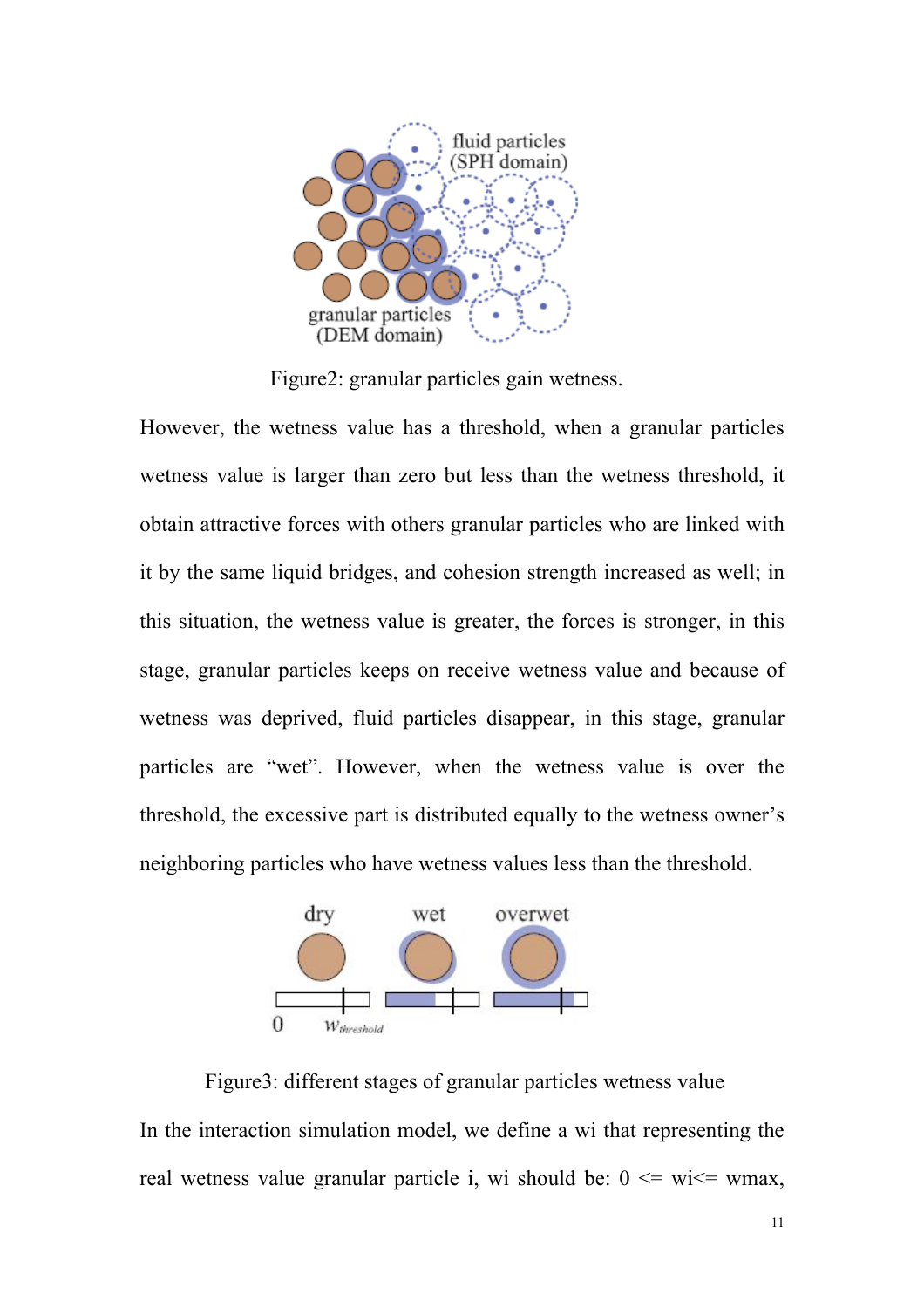Figure2: granular particles gain wetness.

However, the wetness value has a threshold, when a granular particles wetness value is larger than zero but less than the wetness threshold, it obtain attractive forces with others granular particles who are linked with it by the same liquid bridges, and cohesion strength increased as well; in this situation, the wetness value is greater, the forces is stronger, in this stage, granular particles keeps on receive wetness value and because of wetness was deprived, fluid particles disappear, in this stage, granular particles are "wet". However, when the wetness value is over the threshold, the excessive part is distributed equally to the wetness owner's neighboring particles who have wetness values less than the threshold.

Figure3: different stages of granular particles wetness value

In the interaction simulation model, we define a wi that representing the real wetness value granular particle i, wi should be: $0 <= wi <= wmax$,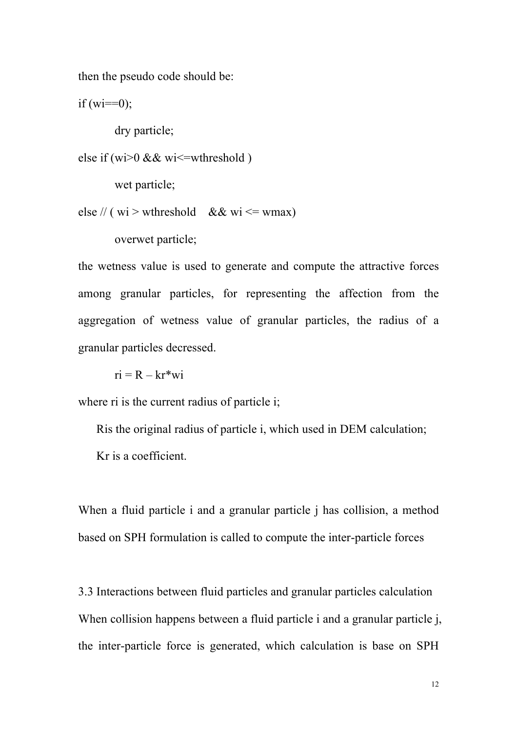then the pseudo code should be:

```
if (wi==0);
        dry particle;
else if (wi>0 && wi<=wthreshold )
        wet particle;
else // ( wi > wthreshold   && wi <= wmax)
        overwet particle;
```

the wetness value is used to generate and compute the attractive forces among granular particles, for representing the affection from the aggregation of wetness value of granular particles, the radius of a granular particles decressed.

$$r_i = R - k_r * w_i$$

where $r_i$ is the current radius of particle i;

Ris the original radius of particle i, which used in DEM calculation;

Kr is a coefficient.

When a fluid particle i and a granular particle j has collision, a method based on SPH formulation is called to compute the inter-particle forces

### 3.3 Interactions between fluid particles and granular particles calculation

When collision happens between a fluid particle i and a granular particle j, the inter-particle force is generated, which calculation is base on SPH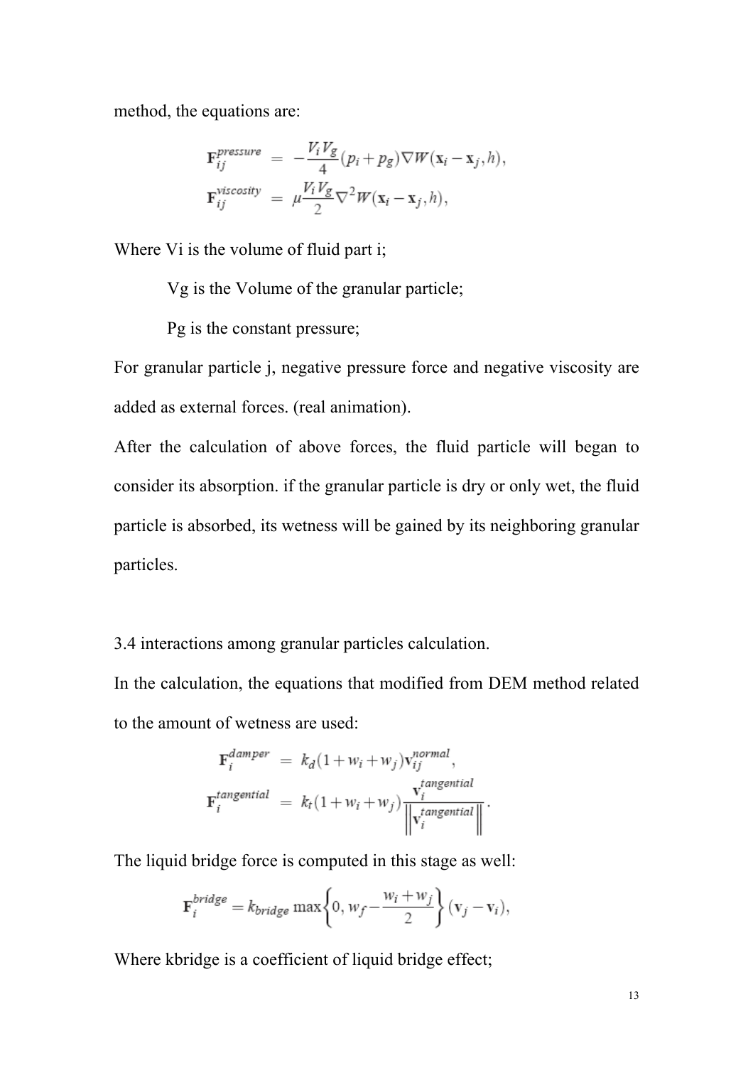method, the equations are:

$$
\begin{aligned}
\mathbf{F}_{ij}^{pressure} &= -\frac{V_i V_g}{4}(p_i + p_g)\nabla W(\mathbf{x}_i - \mathbf{x}_j, h), \\
\mathbf{F}_{ij}^{viscosity} &= \mu \frac{V_i V_g}{2}\nabla^2 W(\mathbf{x}_i - \mathbf{x}_j, h),
\end{aligned}
$$

Where Vi is the volume of fluid part i;

Vg is the Volume of the granular particle;

Pg is the constant pressure;

For granular particle j, negative pressure force and negative viscosity are added as external forces. (real animation).

After the calculation of above forces, the fluid particle will began to consider its absorption. if the granular particle is dry or only wet, the fluid particle is absorbed, its wetness will be gained by its neighboring granular particles.

3.4 interactions among granular particles calculation.

In the calculation, the equations that modified from DEM method related to the amount of wetness are used:

$$
\begin{aligned}
\mathbf{F}_{i}^{damper} &= k_d(1 + w_i + w_j)\mathbf{v}_{ij}^{normal}, \\
\mathbf{F}_{i}^{tangential} &= k_t(1 + w_i + w_j)\frac{\mathbf{v}_{i}^{tangential}}{\left\|\mathbf{v}_{i}^{tangential}\right\|}.
\end{aligned}
$$

The liquid bridge force is computed in this stage as well:

$$
\mathbf{F}_{i}^{bridge} = k_{bridge}\max\left\{0, w_f - \frac{w_i + w_j}{2}\right\}(\mathbf{v}_j - \mathbf{v}_i),
$$

Where kbridge is a coefficient of liquid bridge effect;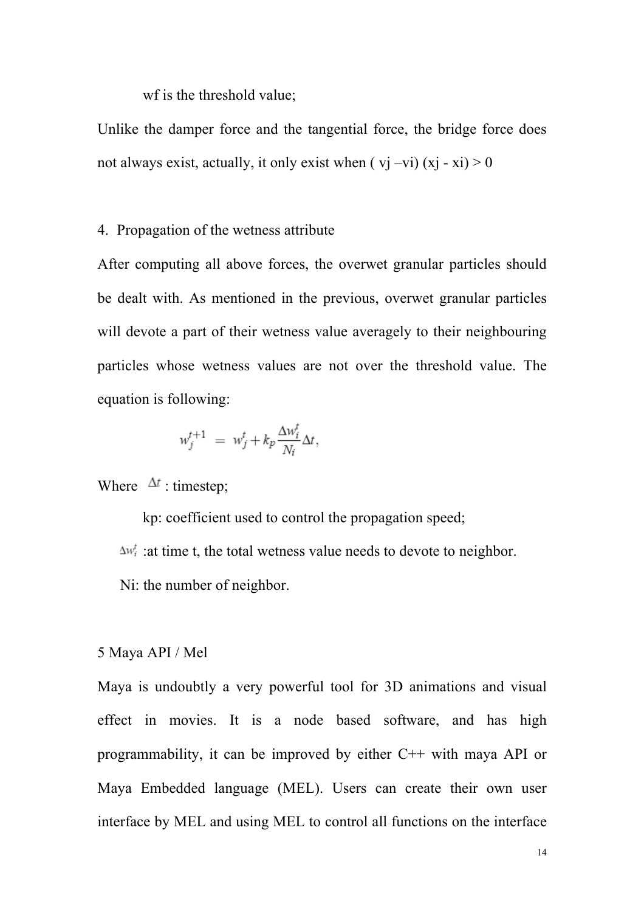wf is the threshold value;

Unlike the damper force and the tangential force, the bridge force does not always exist, actually, it only exist when $(v_j - v_i)(x_j - x_i) > 0$

4. Propagation of the wetness attribute

After computing all above forces, the overwet granular particles should be dealt with. As mentioned in the previous, overwet granular particles will devote a part of their wetness value averagely to their neighbouring particles whose wetness values are not over the threshold value. The equation is following:

$$w_j^{t+1} = w_j^t + k_p \frac{\Delta w_i^t}{N_i} \Delta t,$$

Where $\Delta t$ : timestep;

kp: coefficient used to control the propagation speed;

$\Delta w_i^t$ :at time t, the total wetness value needs to devote to neighbor.

Ni: the number of neighbor.

5 Maya API / Mel

Maya is undoubtly a very powerful tool for 3D animations and visual effect in movies. It is a node based software, and has high programmability, it can be improved by either C++ with maya API or Maya Embedded language (MEL). Users can create their own user interface by MEL and using MEL to control all functions on the interface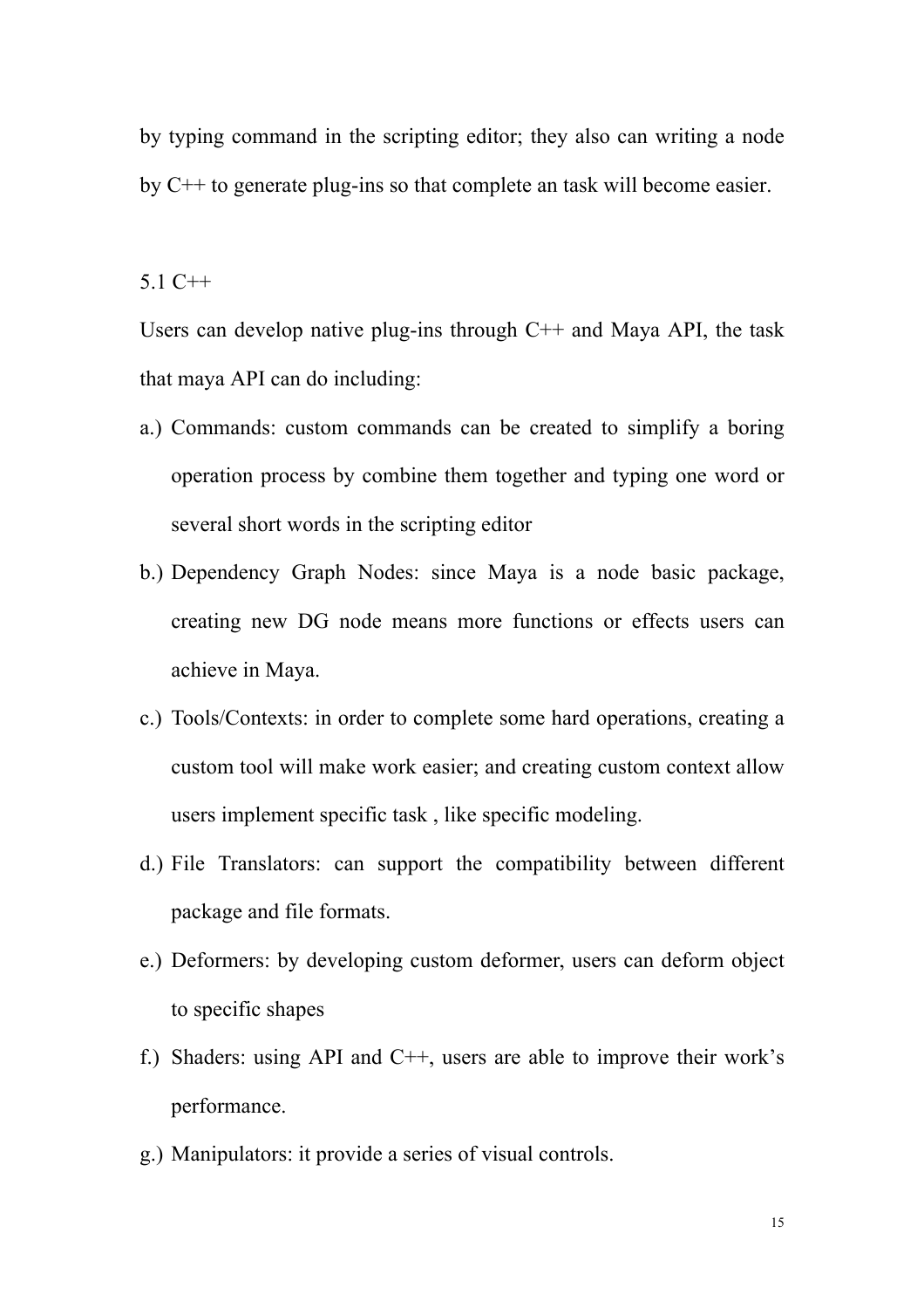by typing command in the scripting editor; they also can writing a node by C++ to generate plug-ins so that complete an task will become easier.

## 5.1 C++

Users can develop native plug-ins through C++ and Maya API, the task that maya API can do including:

a.) Commands: custom commands can be created to simplify a boring operation process by combine them together and typing one word or several short words in the scripting editor

b.) Dependency Graph Nodes: since Maya is a node basic package, creating new DG node means more functions or effects users can achieve in Maya.

c.) Tools/Contexts: in order to complete some hard operations, creating a custom tool will make work easier; and creating custom context allow users implement specific task , like specific modeling.

d.) File Translators: can support the compatibility between different package and file formats.

e.) Deformers: by developing custom deformer, users can deform object to specific shapes

f.) Shaders: using API and C++, users are able to improve their work's performance.

g.) Manipulators: it provide a series of visual controls.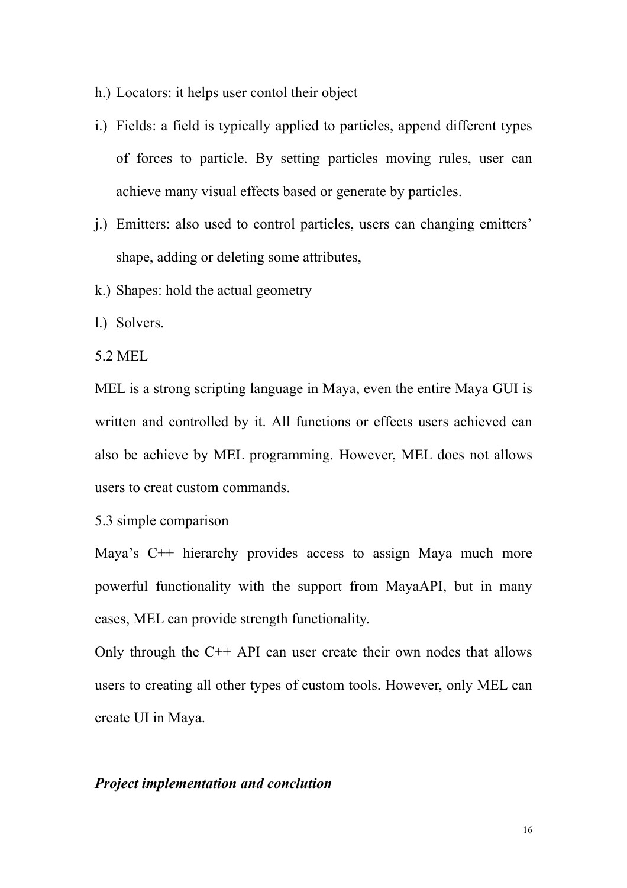h.) Locators: it helps user contol their object

i.) Fields: a field is typically applied to particles, append different types of forces to particle. By setting particles moving rules, user can achieve many visual effects based or generate by particles.

j.) Emitters: also used to control particles, users can changing emitters' shape, adding or deleting some attributes,

k.) Shapes: hold the actual geometry

l.) Solvers.

5.2 MEL

MEL is a strong scripting language in Maya, even the entire Maya GUI is written and controlled by it. All functions or effects users achieved can also be achieve by MEL programming. However, MEL does not allows users to creat custom commands.

5.3 simple comparison

Maya's C++ hierarchy provides access to assign Maya much more powerful functionality with the support from MayaAPI, but in many cases, MEL can provide strength functionality.

Only through the C++ API can user create their own nodes that allows users to creating all other types of custom tools. However, only MEL can create UI in Maya.

***Project implementation and conclution***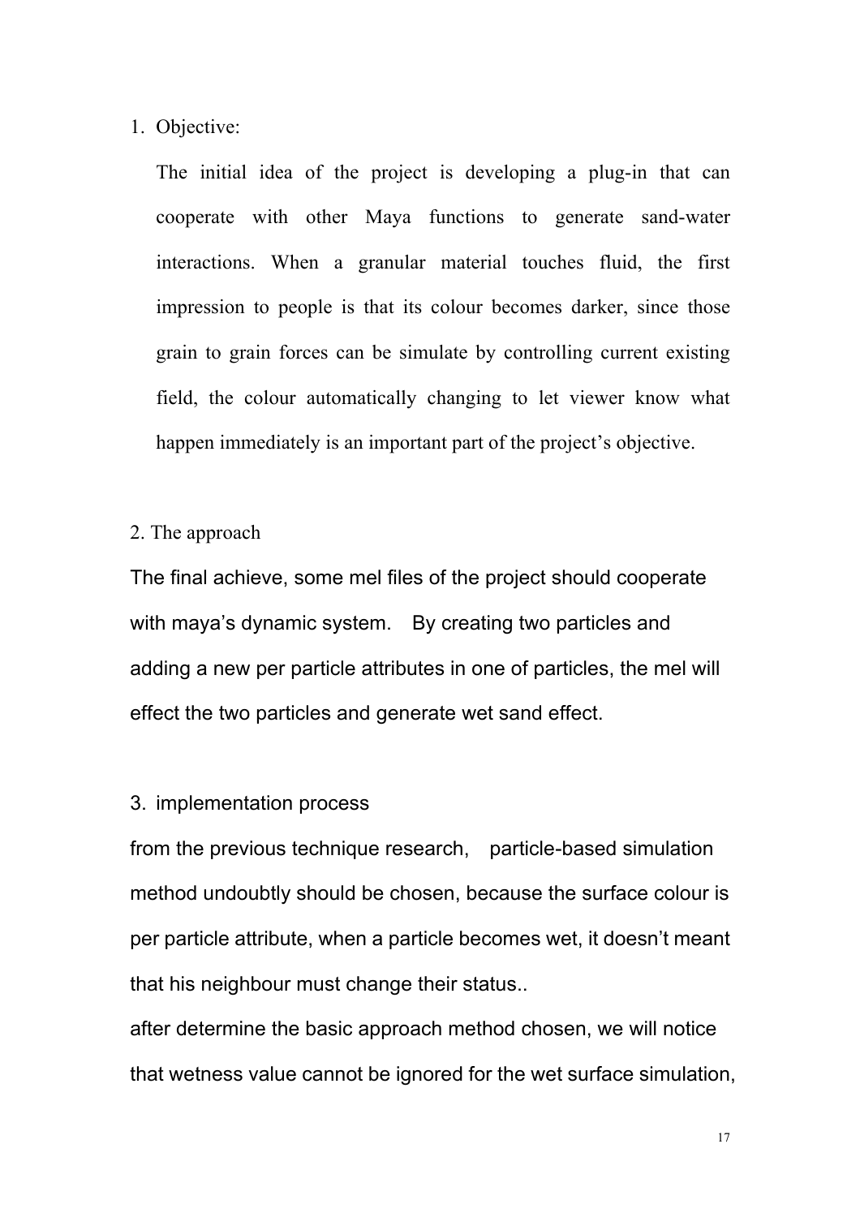1. Objective:

   The initial idea of the project is developing a plug-in that can cooperate with other Maya functions to generate sand-water interactions. When a granular material touches fluid, the first impression to people is that its colour becomes darker, since those grain to grain forces can be simulate by controlling current existing field, the colour automatically changing to let viewer know what happen immediately is an important part of the project's objective.

2. The approach

The final achieve, some mel files of the project should cooperate with maya's dynamic system. By creating two particles and adding a new per particle attributes in one of particles, the mel will effect the two particles and generate wet sand effect.

3. implementation process

from the previous technique research, particle-based simulation method undoubtly should be chosen, because the surface colour is per particle attribute, when a particle becomes wet, it doesn't meant that his neighbour must change their status..

after determine the basic approach method chosen, we will notice that wetness value cannot be ignored for the wet surface simulation,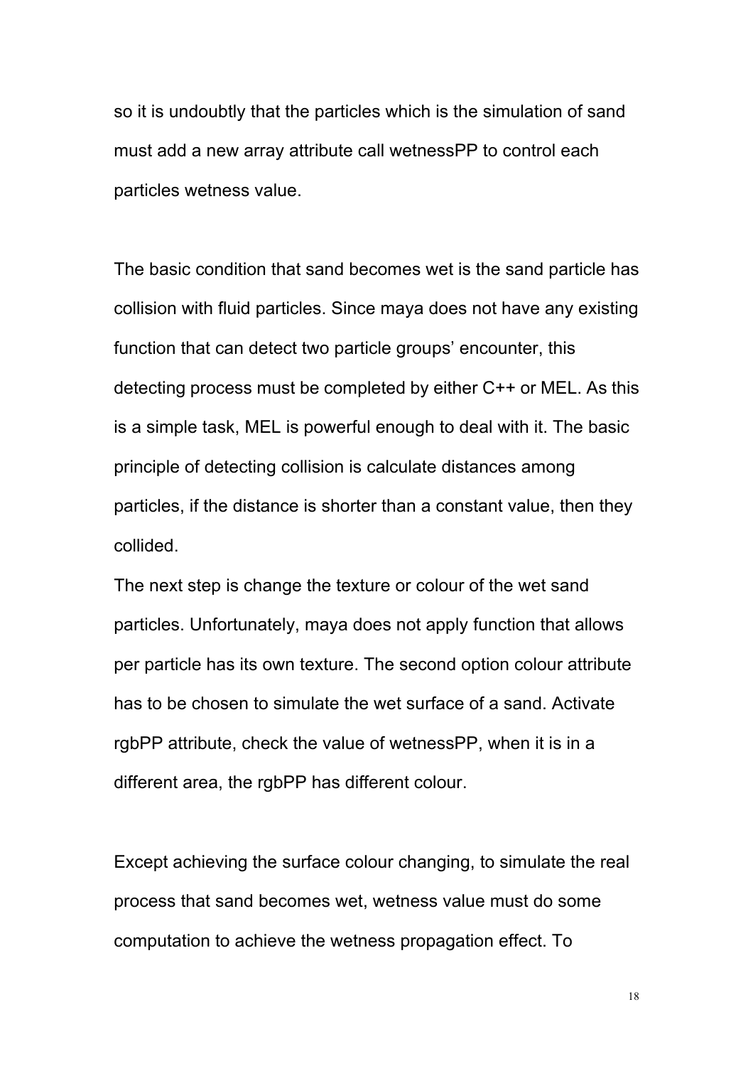so it is undoubtly that the particles which is the simulation of sand must add a new array attribute call wetnessPP to control each particles wetness value.

The basic condition that sand becomes wet is the sand particle has collision with fluid particles. Since maya does not have any existing function that can detect two particle groups' encounter, this detecting process must be completed by either C++ or MEL. As this is a simple task, MEL is powerful enough to deal with it. The basic principle of detecting collision is calculate distances among particles, if the distance is shorter than a constant value, then they collided.

The next step is change the texture or colour of the wet sand particles. Unfortunately, maya does not apply function that allows per particle has its own texture. The second option colour attribute has to be chosen to simulate the wet surface of a sand. Activate rgbPP attribute, check the value of wetnessPP, when it is in a different area, the rgbPP has different colour.

Except achieving the surface colour changing, to simulate the real process that sand becomes wet, wetness value must do some computation to achieve the wetness propagation effect. To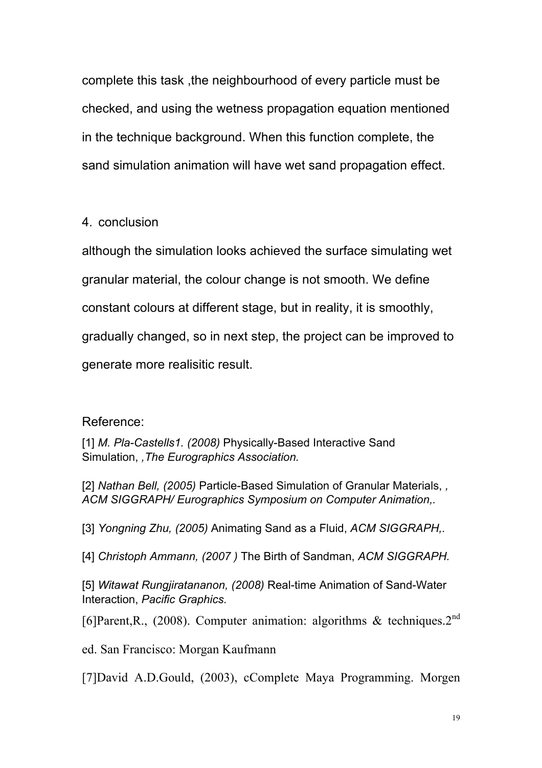complete this task ,the neighbourhood of every particle must be checked, and using the wetness propagation equation mentioned in the technique background. When this function complete, the sand simulation animation will have wet sand propagation effect.

## 4. conclusion

although the simulation looks achieved the surface simulating wet granular material, the colour change is not smooth. We define constant colours at different stage, but in reality, it is smoothly, gradually changed, so in next step, the project can be improved to generate more realisitic result.

## Reference:

[1] *M. Pla-Castells1. (2008)* Physically-Based Interactive Sand Simulation, *,The Eurographics Association.*

[2] *Nathan Bell, (2005)* Particle-Based Simulation of Granular Materials, *, ACM SIGGRAPH/ Eurographics Symposium on Computer Animation,.*

[3] *Yongning Zhu, (2005)* Animating Sand as a Fluid, *ACM SIGGRAPH,.*

[4] *Christoph Ammann, (2007 )* The Birth of Sandman, *ACM SIGGRAPH.*

[5] *Witawat Rungjiratananon, (2008)* Real-time Animation of Sand-Water Interaction, *Pacific Graphics.*

[6]Parent,R., (2008). Computer animation: algorithms & techniques.2nd ed. San Francisco: Morgan Kaufmann

[7]David A.D.Gould, (2003), cComplete Maya Programming. Morgen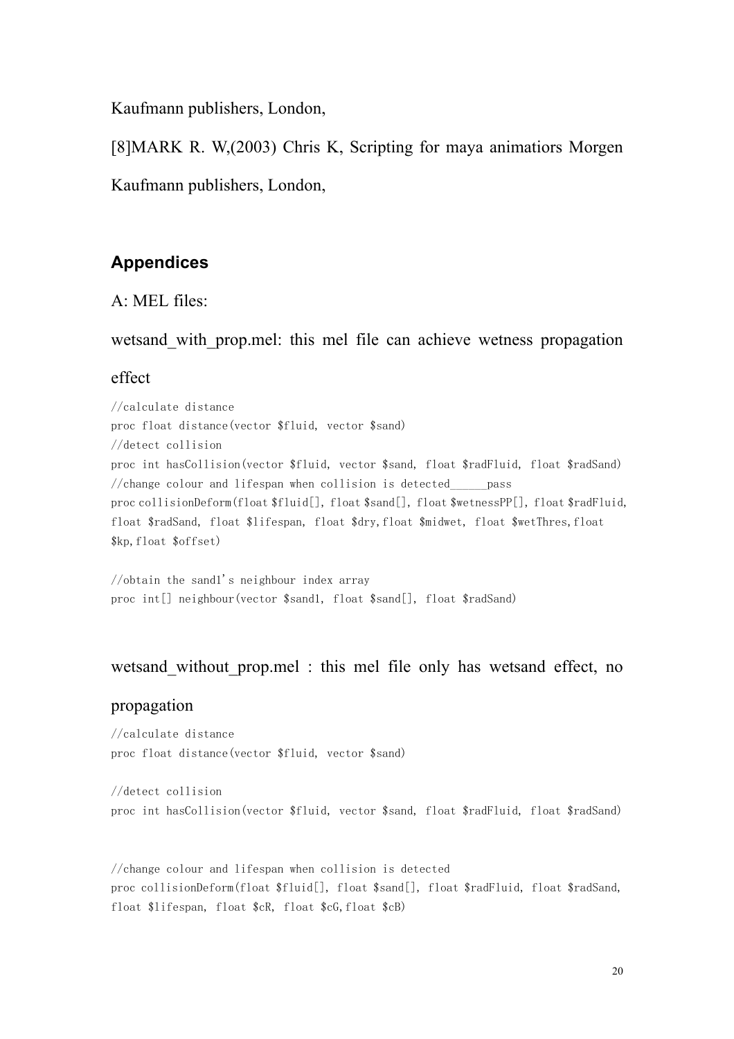Kaufmann publishers, London,

[8]MARK R. W,(2003) Chris K, Scripting for maya animatiors Morgen Kaufmann publishers, London,

## Appendices

A: MEL files:

wetsand_with_prop.mel: this mel file can achieve wetness propagation effect

```
//calculate distance
proc float distance(vector $fluid, vector $sand)
//detect collision
proc int hasCollision(vector $fluid, vector $sand, float $radFluid, float $radSand)
//change colour and lifespan when collision is detected______pass
proc collisionDeform(float $fluid[], float $sand[], float $wetnessPP[], float $radFluid,
float $radSand, float $lifespan, float $dry,float $midwet, float $wetThres,float
$kp,float $offset)

//obtain the sand1's neighbour index array
proc int[] neighbour(vector $sand1, float $sand[], float $radSand)
```

wetsand_without_prop.mel : this mel file only has wetsand effect, no propagation

```
//calculate distance
proc float distance(vector $fluid, vector $sand)

//detect collision
proc int hasCollision(vector $fluid, vector $sand, float $radFluid, float $radSand)


//change colour and lifespan when collision is detected
proc collisionDeform(float $fluid[], float $sand[], float $radFluid, float $radSand,
float $lifespan, float $cR, float $cG,float $cB)
```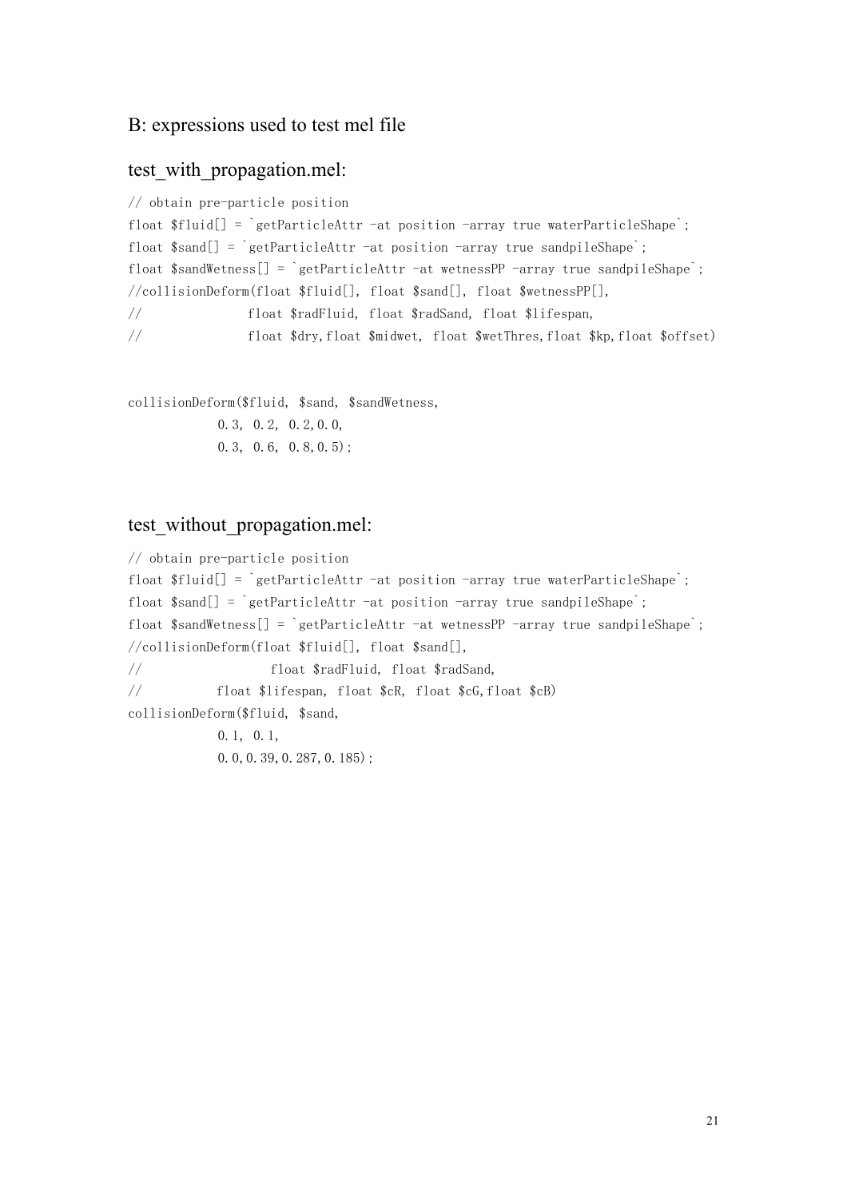## B: expressions used to test mel file

### test_with_propagation.mel:

```
// obtain pre-particle position
float $fluid[] = `getParticleAttr -at position -array true waterParticleShape`;
float $sand[] = `getParticleAttr -at position -array true sandpileShape`;
float $sandWetness[] = `getParticleAttr -at wetnessPP -array true sandpileShape`;
//collisionDeform(float $fluid[], float $sand[], float $wetnessPP[],
//              float $radFluid, float $radSand, float $lifespan,
//              float $dry,float $midwet, float $wetThres,float $kp,float $offset)


collisionDeform($fluid, $sand, $sandWetness,
            0.3, 0.2, 0.2,0.0,
            0.3, 0.6, 0.8,0.5);
```

### test_without_propagation.mel:

```
// obtain pre-particle position
float $fluid[] = `getParticleAttr -at position -array true waterParticleShape`;
float $sand[] = `getParticleAttr -at position -array true sandpileShape`;
float $sandWetness[] = `getParticleAttr -at wetnessPP -array true sandpileShape`;
//collisionDeform(float $fluid[], float $sand[],
//                 float $radFluid, float $radSand,
//          float $lifespan, float $cR, float $cG,float $cB)
collisionDeform($fluid, $sand,
            0.1, 0.1,
            0.0,0.39,0.287,0.185);
```